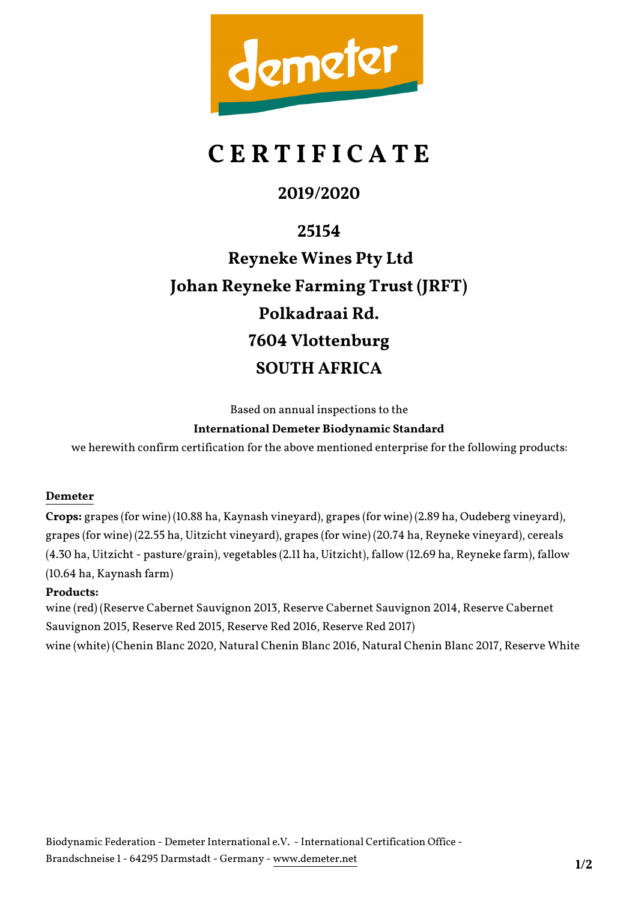# CERTIFICATE

## 2019/2020

## 25154

## Reyneke Wines Pty Ltd
## Johan Reyneke Farming Trust (JRFT)
## Polkadraai Rd.
## 7604 Vlottenburg
## SOUTH AFRICA

Based on annual inspections to the

**International Demeter Biodynamic Standard**

we herewith confirm certification for the above mentioned enterprise for the following products:

**Demeter**

**Crops:** grapes (for wine) (10.88 ha, Kaynash vineyard), grapes (for wine) (2.89 ha, Oudeberg vineyard), grapes (for wine) (22.55 ha, Uitzicht vineyard), grapes (for wine) (20.74 ha, Reyneke vineyard), cereals (4.30 ha, Uitzicht - pasture/grain), vegetables (2.11 ha, Uitzicht), fallow (12.69 ha, Reyneke farm), fallow (10.64 ha, Kaynash farm)

**Products:**

wine (red) (Reserve Cabernet Sauvignon 2013, Reserve Cabernet Sauvignon 2014, Reserve Cabernet Sauvignon 2015, Reserve Red 2015, Reserve Red 2016, Reserve Red 2017)

wine (white) (Chenin Blanc 2020, Natural Chenin Blanc 2016, Natural Chenin Blanc 2017, Reserve White

Biodynamic Federation - Demeter International e.V. - International Certification Office - Brandschneise 1 - 64295 Darmstadt - Germany - www.demeter.net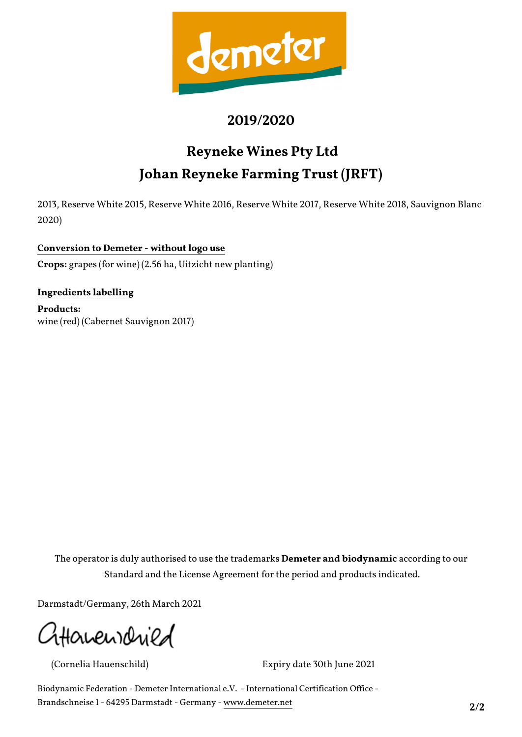## 2019/2020

## Reyneke Wines Pty Ltd
## Johan Reyneke Farming Trust (JRFT)

2013, Reserve White 2015, Reserve White 2016, Reserve White 2017, Reserve White 2018, Sauvignon Blanc 2020)

**Conversion to Demeter - without logo use**

**Crops:** grapes (for wine) (2.56 ha, Uitzicht new planting)

**Ingredients labelling**

**Products:**
wine (red) (Cabernet Sauvignon 2017)

The operator is duly authorised to use the trademarks **Demeter and biodynamic** according to our Standard and the License Agreement for the period and products indicated.

Darmstadt/Germany, 26th March 2021

(Cornelia Hauenschild)

Expiry date 30th June 2021

Biodynamic Federation - Demeter International e.V. - International Certification Office - Brandschneise 1 - 64295 Darmstadt - Germany - www.demeter.net